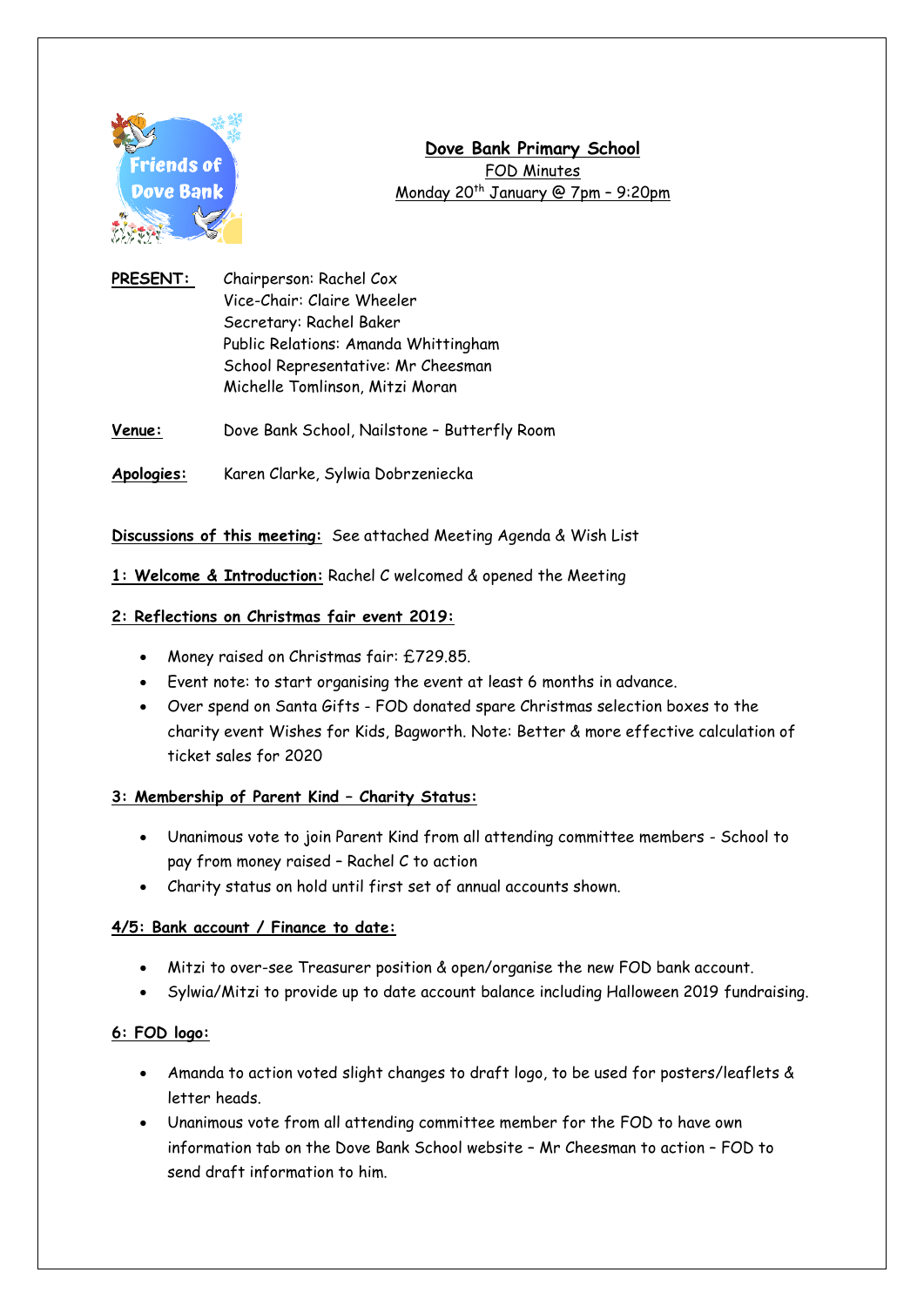**Dove Bank Primary School**

FOD Minutes

Monday 20th January @ 7pm – 9:20pm

**PRESENT:** Chairperson: Rachel Cox
Vice-Chair: Claire Wheeler
Secretary: Rachel Baker
Public Relations: Amanda Whittingham
School Representative: Mr Cheesman
Michelle Tomlinson, Mitzi Moran

**Venue:** Dove Bank School, Nailstone – Butterfly Room

**Apologies:** Karen Clarke, Sylwia Dobrzeniecka

**Discussions of this meeting:** See attached Meeting Agenda & Wish List

**1: Welcome & Introduction:** Rachel C welcomed & opened the Meeting

**2: Reflections on Christmas fair event 2019:**

- Money raised on Christmas fair: £729.85.
- Event note: to start organising the event at least 6 months in advance.
- Over spend on Santa Gifts - FOD donated spare Christmas selection boxes to the charity event Wishes for Kids, Bagworth. Note: Better & more effective calculation of ticket sales for 2020

**3: Membership of Parent Kind – Charity Status:**

- Unanimous vote to join Parent Kind from all attending committee members - School to pay from money raised – Rachel C to action
- Charity status on hold until first set of annual accounts shown.

**4/5: Bank account / Finance to date:**

- Mitzi to over-see Treasurer position & open/organise the new FOD bank account.
- Sylwia/Mitzi to provide up to date account balance including Halloween 2019 fundraising.

**6: FOD logo:**

- Amanda to action voted slight changes to draft logo, to be used for posters/leaflets & letter heads.
- Unanimous vote from all attending committee member for the FOD to have own information tab on the Dove Bank School website – Mr Cheesman to action – FOD to send draft information to him.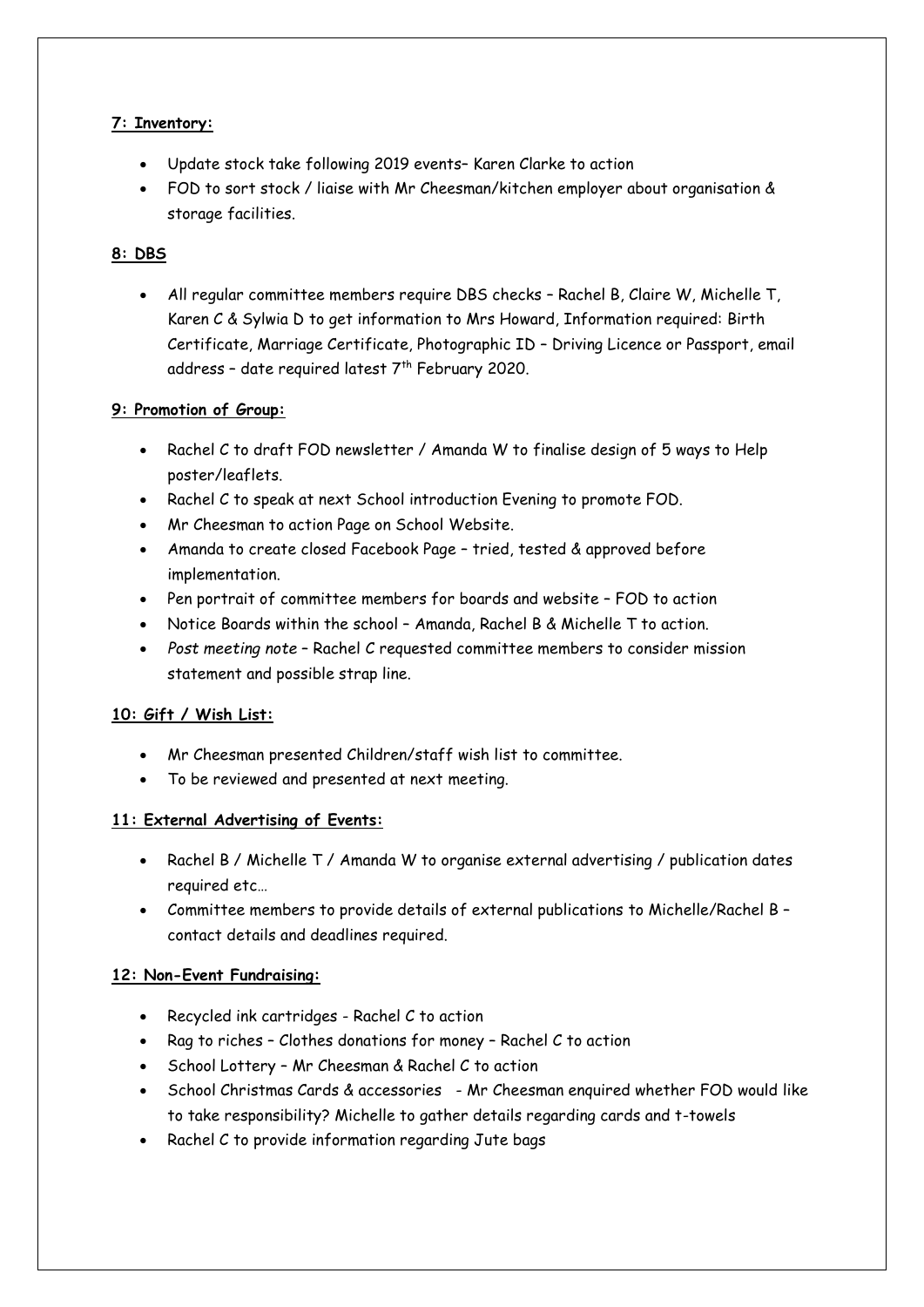**7: Inventory:**

- Update stock take following 2019 events– Karen Clarke to action
- FOD to sort stock / liaise with Mr Cheesman/kitchen employer about organisation & storage facilities.

**8: DBS**

- All regular committee members require DBS checks – Rachel B, Claire W, Michelle T, Karen C & Sylwia D to get information to Mrs Howard, Information required: Birth Certificate, Marriage Certificate, Photographic ID – Driving Licence or Passport, email address – date required latest 7th February 2020.

**9: Promotion of Group:**

- Rachel C to draft FOD newsletter / Amanda W to finalise design of 5 ways to Help poster/leaflets.
- Rachel C to speak at next School introduction Evening to promote FOD.
- Mr Cheesman to action Page on School Website.
- Amanda to create closed Facebook Page – tried, tested & approved before implementation.
- Pen portrait of committee members for boards and website – FOD to action
- Notice Boards within the school – Amanda, Rachel B & Michelle T to action.
- *Post meeting note* – Rachel C requested committee members to consider mission statement and possible strap line.

**10: Gift / Wish List:**

- Mr Cheesman presented Children/staff wish list to committee.
- To be reviewed and presented at next meeting.

**11: External Advertising of Events:**

- Rachel B / Michelle T / Amanda W to organise external advertising / publication dates required etc…
- Committee members to provide details of external publications to Michelle/Rachel B – contact details and deadlines required.

**12: Non-Event Fundraising:**

- Recycled ink cartridges - Rachel C to action
- Rag to riches – Clothes donations for money – Rachel C to action
- School Lottery – Mr Cheesman & Rachel C to action
- School Christmas Cards & accessories - Mr Cheesman enquired whether FOD would like to take responsibility? Michelle to gather details regarding cards and t-towels
- Rachel C to provide information regarding Jute bags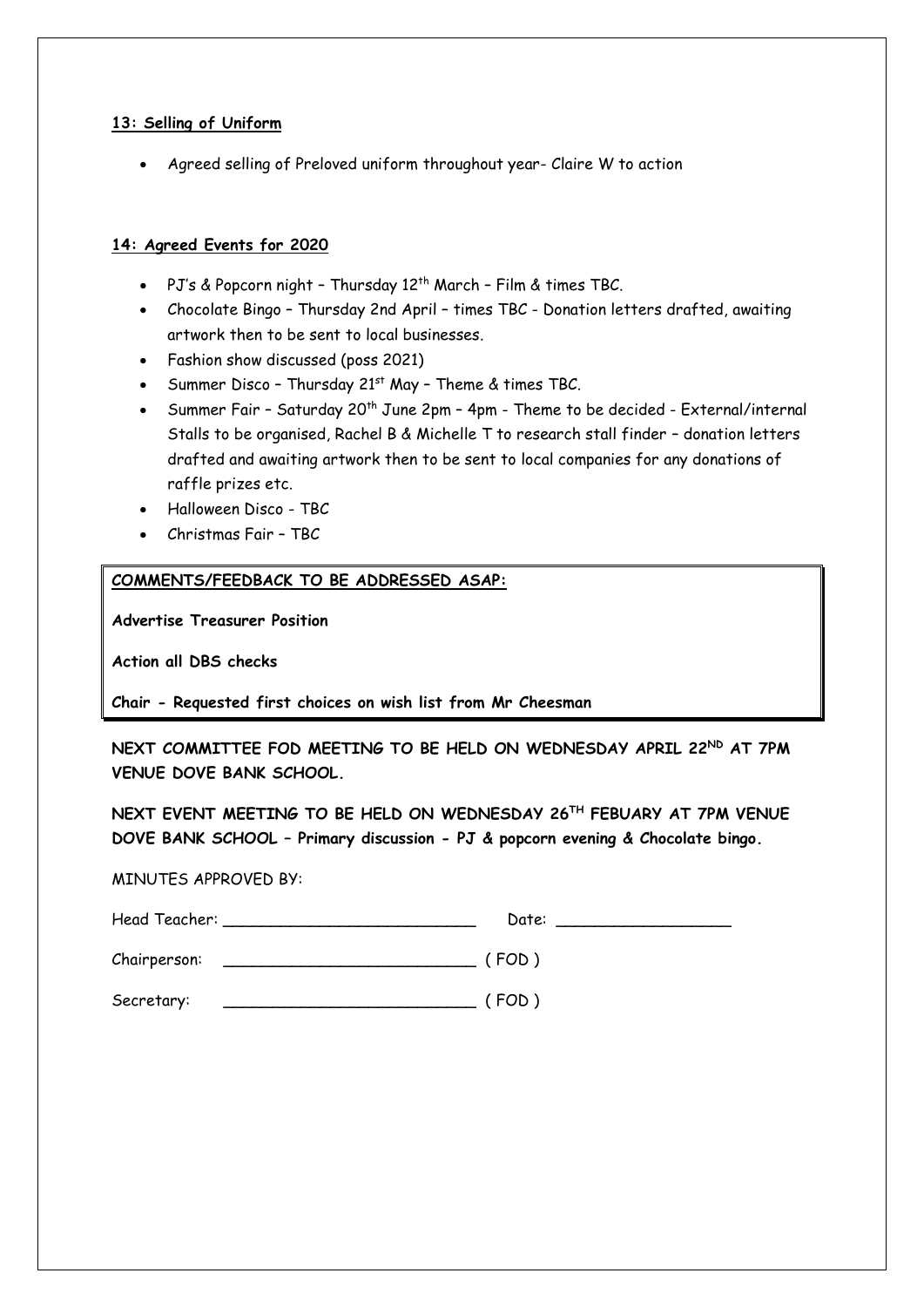**13: Selling of Uniform**

- Agreed selling of Preloved uniform throughout year- Claire W to action

**14: Agreed Events for 2020**

- PJ's & Popcorn night – Thursday 12th March – Film & times TBC.
- Chocolate Bingo – Thursday 2nd April – times TBC - Donation letters drafted, awaiting artwork then to be sent to local businesses.
- Fashion show discussed (poss 2021)
- Summer Disco – Thursday 21st May – Theme & times TBC.
- Summer Fair – Saturday 20th June 2pm – 4pm - Theme to be decided - External/internal Stalls to be organised, Rachel B & Michelle T to research stall finder – donation letters drafted and awaiting artwork then to be sent to local companies for any donations of raffle prizes etc.
- Halloween Disco - TBC
- Christmas Fair – TBC

**COMMENTS/FEEDBACK TO BE ADDRESSED ASAP:**

**Advertise Treasurer Position**

**Action all DBS checks**

**Chair - Requested first choices on wish list from Mr Cheesman**

**NEXT COMMITTEE FOD MEETING TO BE HELD ON WEDNESDAY APRIL 22ND AT 7PM VENUE DOVE BANK SCHOOL.**

**NEXT EVENT MEETING TO BE HELD ON WEDNESDAY 26TH FEBUARY AT 7PM VENUE DOVE BANK SCHOOL – Primary discussion - PJ & popcorn evening & Chocolate bingo.**

MINUTES APPROVED BY:

Head Teacher: ___________________________ Date: ___________________

Chairperson: ___________________________ ( FOD )

Secretary: ___________________________ ( FOD )